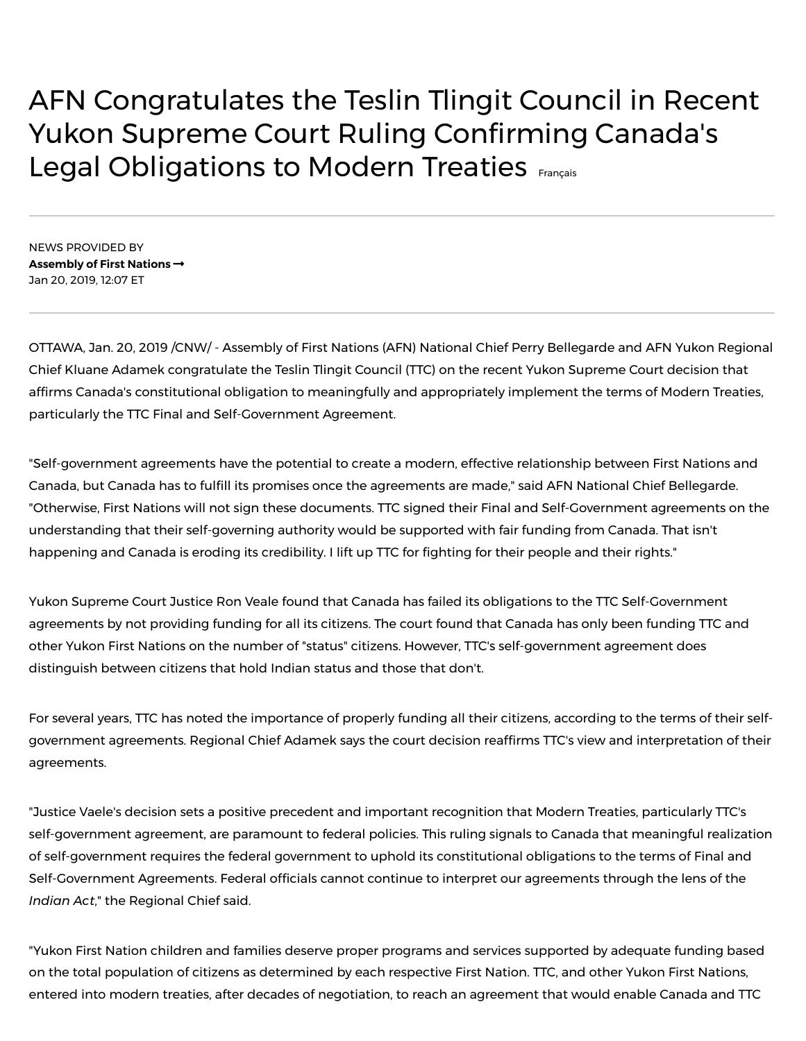# AFN Congratulates the Teslin Tlingit Council in Recent Yukon Supreme Court Ruling Confirming Canada's Legal Obligations to Modern Treaties

Français

NEWS PROVIDED BY
**Assembly of First Nations →**
Jan 20, 2019, 12:07 ET

OTTAWA, Jan. 20, 2019 /CNW/ - Assembly of First Nations (AFN) National Chief Perry Bellegarde and AFN Yukon Regional Chief Kluane Adamek congratulate the Teslin Tlingit Council (TTC) on the recent Yukon Supreme Court decision that affirms Canada's constitutional obligation to meaningfully and appropriately implement the terms of Modern Treaties, particularly the TTC Final and Self-Government Agreement.

"Self-government agreements have the potential to create a modern, effective relationship between First Nations and Canada, but Canada has to fulfill its promises once the agreements are made," said AFN National Chief Bellegarde. "Otherwise, First Nations will not sign these documents. TTC signed their Final and Self-Government agreements on the understanding that their self-governing authority would be supported with fair funding from Canada. That isn't happening and Canada is eroding its credibility. I lift up TTC for fighting for their people and their rights."

Yukon Supreme Court Justice Ron Veale found that Canada has failed its obligations to the TTC Self-Government agreements by not providing funding for all its citizens. The court found that Canada has only been funding TTC and other Yukon First Nations on the number of "status" citizens. However, TTC's self-government agreement does distinguish between citizens that hold Indian status and those that don't.

For several years, TTC has noted the importance of properly funding all their citizens, according to the terms of their self-government agreements. Regional Chief Adamek says the court decision reaffirms TTC's view and interpretation of their agreements.

"Justice Vaele's decision sets a positive precedent and important recognition that Modern Treaties, particularly TTC's self-government agreement, are paramount to federal policies. This ruling signals to Canada that meaningful realization of self-government requires the federal government to uphold its constitutional obligations to the terms of Final and Self-Government Agreements. Federal officials cannot continue to interpret our agreements through the lens of the *Indian Act*," the Regional Chief said.

"Yukon First Nation children and families deserve proper programs and services supported by adequate funding based on the total population of citizens as determined by each respective First Nation. TTC, and other Yukon First Nations, entered into modern treaties, after decades of negotiation, to reach an agreement that would enable Canada and TTC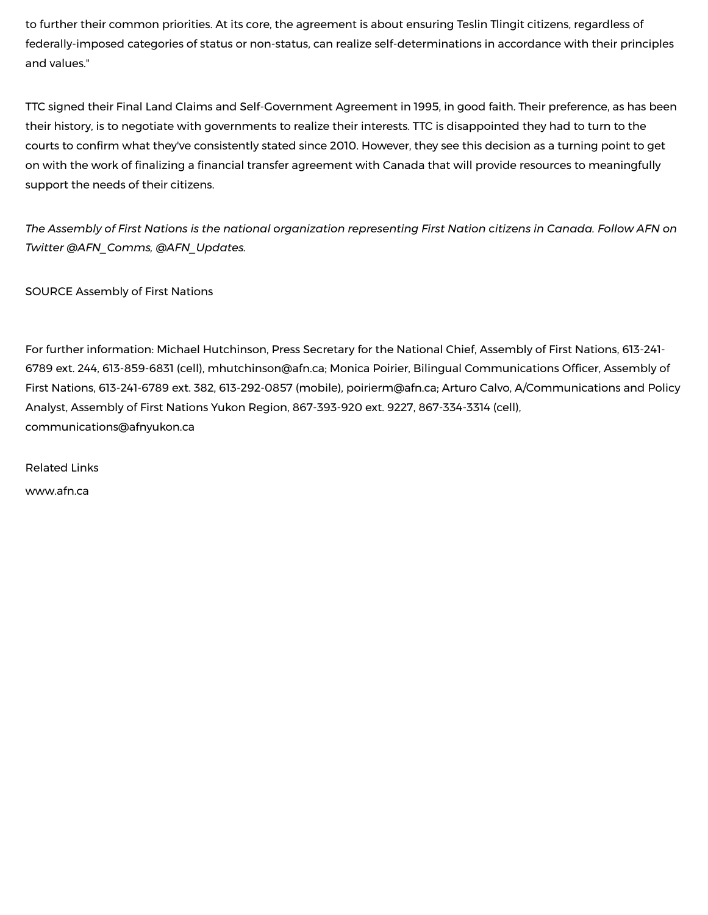to further their common priorities. At its core, the agreement is about ensuring Teslin Tlingit citizens, regardless of federally-imposed categories of status or non-status, can realize self-determinations in accordance with their principles and values."

TTC signed their Final Land Claims and Self-Government Agreement in 1995, in good faith. Their preference, as has been their history, is to negotiate with governments to realize their interests. TTC is disappointed they had to turn to the courts to confirm what they've consistently stated since 2010. However, they see this decision as a turning point to get on with the work of finalizing a financial transfer agreement with Canada that will provide resources to meaningfully support the needs of their citizens.

*The Assembly of First Nations is the national organization representing First Nation citizens in Canada. Follow AFN on Twitter @AFN_Comms, @AFN_Updates.*

SOURCE Assembly of First Nations

For further information: Michael Hutchinson, Press Secretary for the National Chief, Assembly of First Nations, 613-241-6789 ext. 244, 613-859-6831 (cell), mhutchinson@afn.ca; Monica Poirier, Bilingual Communications Officer, Assembly of First Nations, 613-241-6789 ext. 382, 613-292-0857 (mobile), poirierm@afn.ca; Arturo Calvo, A/Communications and Policy Analyst, Assembly of First Nations Yukon Region, 867-393-920 ext. 9227, 867-334-3314 (cell), communications@afnyukon.ca

Related Links

www.afn.ca